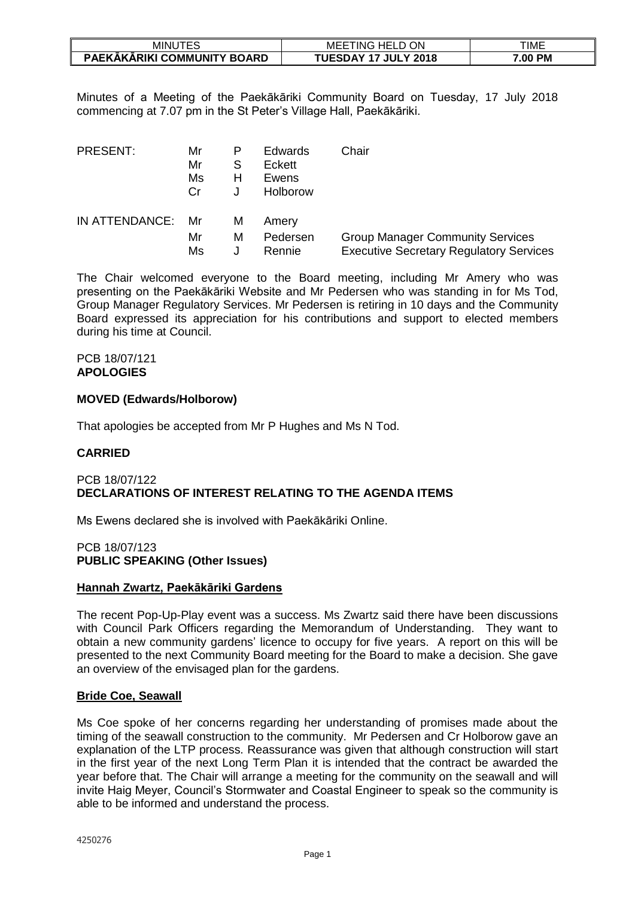| MINUTES | MEETING HELD ON | TIME |
|---|---|---|
| **PAEKĀKĀRIKI COMMUNITY BOARD** | **TUESDAY 17 JULY 2018** | **7.00 PM** |

Minutes of a Meeting of the Paekākāriki Community Board on Tuesday, 17 July 2018 commencing at 7.07 pm in the St Peter's Village Hall, Paekākāriki.

| | | | | |
|---|---|---|---|---|
| PRESENT: | Mr | P | Edwards | Chair |
| | Mr | S | Eckett | |
| | Ms | H | Ewens | |
| | Cr | J | Holborow | |
| IN ATTENDANCE: | Mr | M | Amery | |
| | Mr | M | Pedersen | Group Manager Community Services |
| | Ms | J | Rennie | Executive Secretary Regulatory Services |

The Chair welcomed everyone to the Board meeting, including Mr Amery who was presenting on the Paekākāriki Website and Mr Pedersen who was standing in for Ms Tod, Group Manager Regulatory Services. Mr Pedersen is retiring in 10 days and the Community Board expressed its appreciation for his contributions and support to elected members during his time at Council.

PCB 18/07/121
**APOLOGIES**

**MOVED (Edwards/Holborow)**

That apologies be accepted from Mr P Hughes and Ms N Tod.

**CARRIED**

PCB 18/07/122
**DECLARATIONS OF INTEREST RELATING TO THE AGENDA ITEMS**

Ms Ewens declared she is involved with Paekākāriki Online.

PCB 18/07/123
**PUBLIC SPEAKING (Other Issues)**

**Hannah Zwartz, Paekākāriki Gardens**

The recent Pop-Up-Play event was a success. Ms Zwartz said there have been discussions with Council Park Officers regarding the Memorandum of Understanding. They want to obtain a new community gardens' licence to occupy for five years. A report on this will be presented to the next Community Board meeting for the Board to make a decision. She gave an overview of the envisaged plan for the gardens.

**Bride Coe, Seawall**

Ms Coe spoke of her concerns regarding her understanding of promises made about the timing of the seawall construction to the community. Mr Pedersen and Cr Holborow gave an explanation of the LTP process. Reassurance was given that although construction will start in the first year of the next Long Term Plan it is intended that the contract be awarded the year before that. The Chair will arrange a meeting for the community on the seawall and will invite Haig Meyer, Council's Stormwater and Coastal Engineer to speak so the community is able to be informed and understand the process.

4250276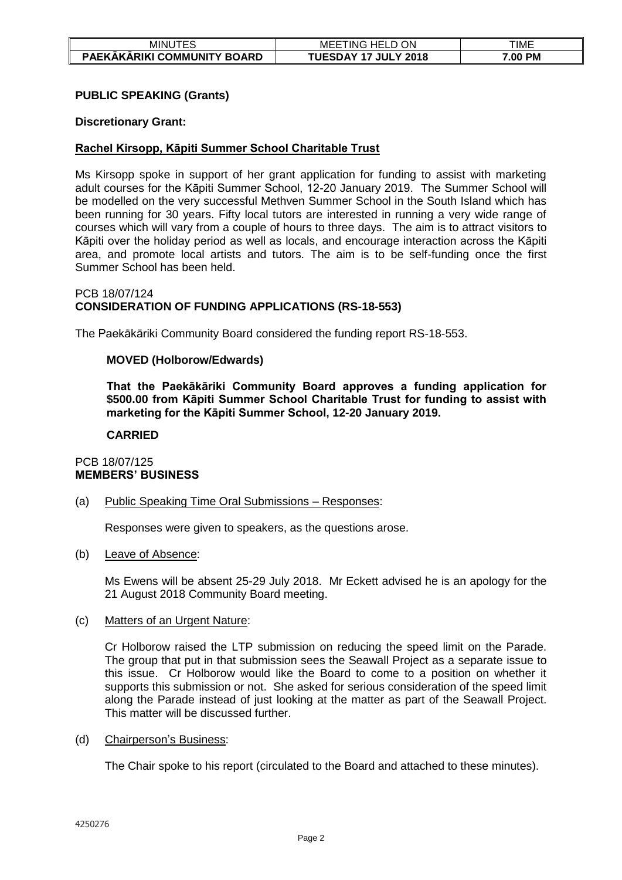**PUBLIC SPEAKING (Grants)**

**Discretionary Grant:**

**Rachel Kirsopp, Kāpiti Summer School Charitable Trust**

Ms Kirsopp spoke in support of her grant application for funding to assist with marketing adult courses for the Kāpiti Summer School, 12-20 January 2019. The Summer School will be modelled on the very successful Methven Summer School in the South Island which has been running for 30 years. Fifty local tutors are interested in running a very wide range of courses which will vary from a couple of hours to three days. The aim is to attract visitors to Kāpiti over the holiday period as well as locals, and encourage interaction across the Kāpiti area, and promote local artists and tutors. The aim is to be self-funding once the first Summer School has been held.

PCB 18/07/124
**CONSIDERATION OF FUNDING APPLICATIONS (RS-18-553)**

The Paekākāriki Community Board considered the funding report RS-18-553.

**MOVED (Holborow/Edwards)**

**That the Paekākāriki Community Board approves a funding application for $500.00 from Kāpiti Summer School Charitable Trust for funding to assist with marketing for the Kāpiti Summer School, 12-20 January 2019.**

**CARRIED**

PCB 18/07/125
**MEMBERS' BUSINESS**

(a) Public Speaking Time Oral Submissions – Responses:

Responses were given to speakers, as the questions arose.

(b) Leave of Absence:

Ms Ewens will be absent 25-29 July 2018. Mr Eckett advised he is an apology for the 21 August 2018 Community Board meeting.

(c) Matters of an Urgent Nature:

Cr Holborow raised the LTP submission on reducing the speed limit on the Parade. The group that put in that submission sees the Seawall Project as a separate issue to this issue. Cr Holborow would like the Board to come to a position on whether it supports this submission or not. She asked for serious consideration of the speed limit along the Parade instead of just looking at the matter as part of the Seawall Project. This matter will be discussed further.

(d) Chairperson's Business:

The Chair spoke to his report (circulated to the Board and attached to these minutes).

4250276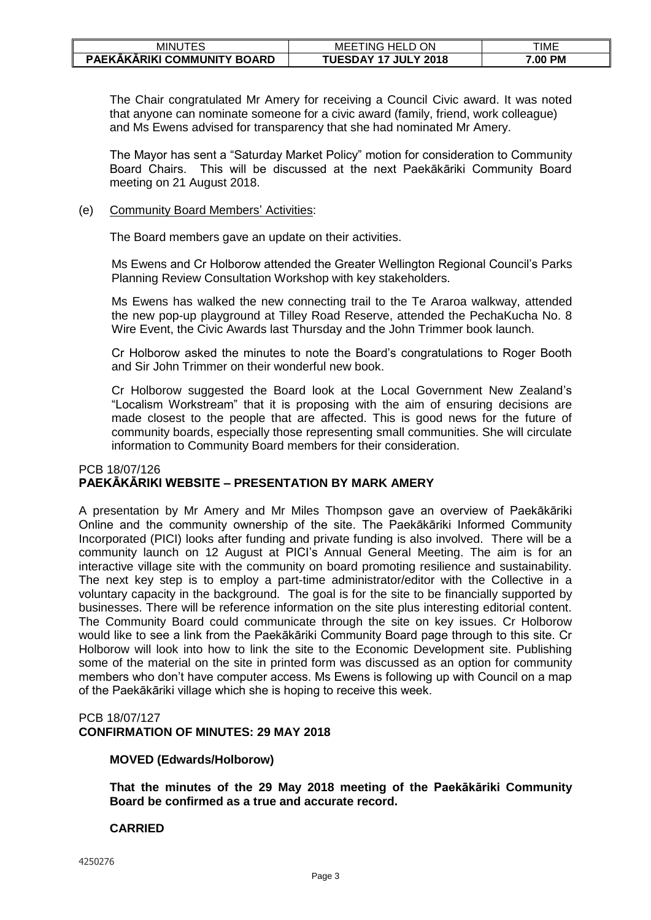The Chair congratulated Mr Amery for receiving a Council Civic award. It was noted that anyone can nominate someone for a civic award (family, friend, work colleague) and Ms Ewens advised for transparency that she had nominated Mr Amery.

The Mayor has sent a "Saturday Market Policy" motion for consideration to Community Board Chairs. This will be discussed at the next Paekākāriki Community Board meeting on 21 August 2018.

(e) Community Board Members' Activities:

The Board members gave an update on their activities.

Ms Ewens and Cr Holborow attended the Greater Wellington Regional Council's Parks Planning Review Consultation Workshop with key stakeholders.

Ms Ewens has walked the new connecting trail to the Te Araroa walkway, attended the new pop-up playground at Tilley Road Reserve, attended the PechaKucha No. 8 Wire Event, the Civic Awards last Thursday and the John Trimmer book launch.

Cr Holborow asked the minutes to note the Board's congratulations to Roger Booth and Sir John Trimmer on their wonderful new book.

Cr Holborow suggested the Board look at the Local Government New Zealand's "Localism Workstream" that it is proposing with the aim of ensuring decisions are made closest to the people that are affected. This is good news for the future of community boards, especially those representing small communities. She will circulate information to Community Board members for their consideration.

PCB 18/07/126
**PAEKĀKĀRIKI WEBSITE – PRESENTATION BY MARK AMERY**

A presentation by Mr Amery and Mr Miles Thompson gave an overview of Paekākāriki Online and the community ownership of the site. The Paekākāriki Informed Community Incorporated (PICI) looks after funding and private funding is also involved. There will be a community launch on 12 August at PICI's Annual General Meeting. The aim is for an interactive village site with the community on board promoting resilience and sustainability. The next key step is to employ a part-time administrator/editor with the Collective in a voluntary capacity in the background. The goal is for the site to be financially supported by businesses. There will be reference information on the site plus interesting editorial content. The Community Board could communicate through the site on key issues. Cr Holborow would like to see a link from the Paekākāriki Community Board page through to this site. Cr Holborow will look into how to link the site to the Economic Development site. Publishing some of the material on the site in printed form was discussed as an option for community members who don't have computer access. Ms Ewens is following up with Council on a map of the Paekākāriki village which she is hoping to receive this week.

PCB 18/07/127
**CONFIRMATION OF MINUTES: 29 MAY 2018**

**MOVED (Edwards/Holborow)**

**That the minutes of the 29 May 2018 meeting of the Paekākāriki Community Board be confirmed as a true and accurate record.**

**CARRIED**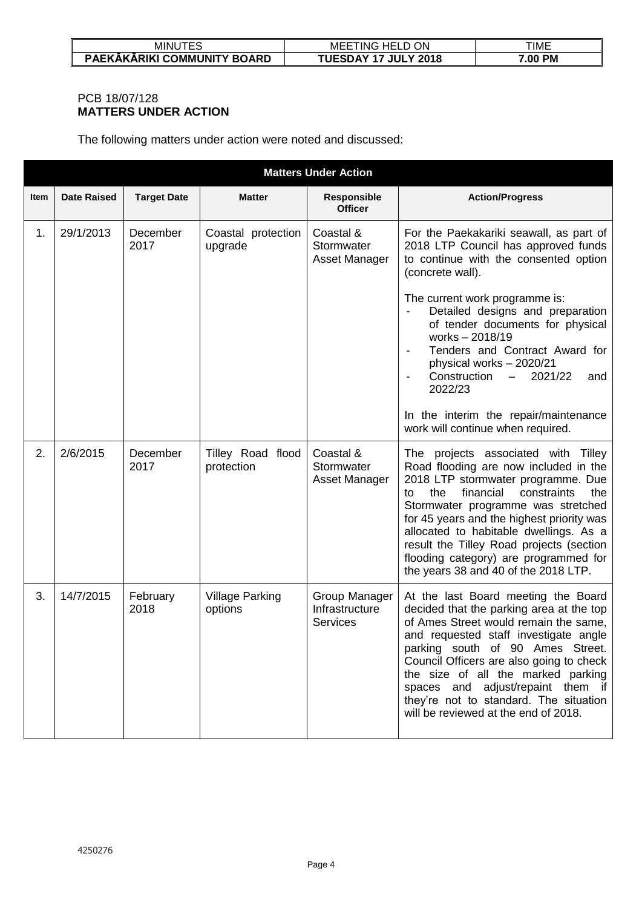| MINUTES | MEETING HELD ON | TIME |
|---|---|---|
| **PAEKĀKĀRIKI COMMUNITY BOARD** | **TUESDAY 17 JULY 2018** | **7.00 PM** |

PCB 18/07/128
**MATTERS UNDER ACTION**

The following matters under action were noted and discussed:

| **Matters Under Action** | | | | | |
|---|---|---|---|---|---|
| **Item** | **Date Raised** | **Target Date** | **Matter** | **Responsible Officer** | **Action/Progress** |
| 1. | 29/1/2013 | December 2017 | Coastal protection upgrade | Coastal & Stormwater Asset Manager | For the Paekakariki seawall, as part of 2018 LTP Council has approved funds to continue with the consented option (concrete wall).<br><br>The current work programme is:<br>- Detailed designs and preparation of tender documents for physical works – 2018/19<br>- Tenders and Contract Award for physical works – 2020/21<br>- Construction – 2021/22 and 2022/23<br><br>In the interim the repair/maintenance work will continue when required. |
| 2. | 2/6/2015 | December 2017 | Tilley Road flood protection | Coastal & Stormwater Asset Manager | The projects associated with Tilley Road flooding are now included in the 2018 LTP stormwater programme. Due to the financial constraints the Stormwater programme was stretched for 45 years and the highest priority was allocated to habitable dwellings. As a result the Tilley Road projects (section flooding category) are programmed for the years 38 and 40 of the 2018 LTP. |
| 3. | 14/7/2015 | February 2018 | Village Parking options | Group Manager Infrastructure Services | At the last Board meeting the Board decided that the parking area at the top of Ames Street would remain the same, and requested staff investigate angle parking south of 90 Ames Street. Council Officers are also going to check the size of all the marked parking spaces and adjust/repaint them if they're not to standard. The situation will be reviewed at the end of 2018. |

4250276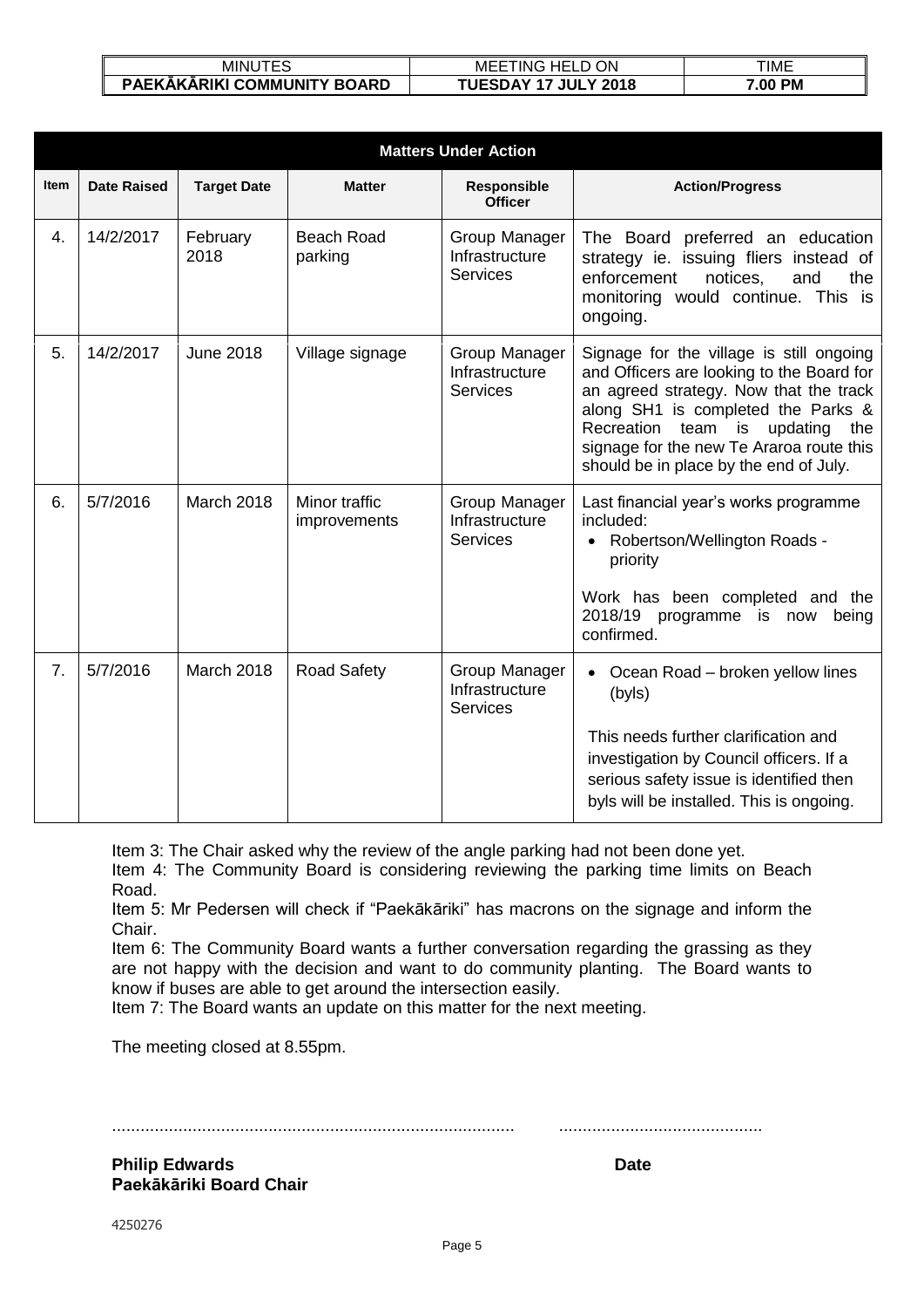| Matters Under Action | | | | | |
|---|---|---|---|---|---|
| **Item** | **Date Raised** | **Target Date** | **Matter** | **Responsible Officer** | **Action/Progress** |
| 4. | 14/2/2017 | February 2018 | Beach Road parking | Group Manager Infrastructure Services | The Board preferred an education strategy ie. issuing fliers instead of enforcement notices, and the monitoring would continue. This is ongoing. |
| 5. | 14/2/2017 | June 2018 | Village signage | Group Manager Infrastructure Services | Signage for the village is still ongoing and Officers are looking to the Board for an agreed strategy. Now that the track along SH1 is completed the Parks & Recreation team is updating the signage for the new Te Araroa route this should be in place by the end of July. |
| 6. | 5/7/2016 | March 2018 | Minor traffic improvements | Group Manager Infrastructure Services | Last financial year's works programme included: • Robertson/Wellington Roads - priority. Work has been completed and the 2018/19 programme is now being confirmed. |
| 7. | 5/7/2016 | March 2018 | Road Safety | Group Manager Infrastructure Services | • Ocean Road – broken yellow lines (byls). This needs further clarification and investigation by Council officers. If a serious safety issue is identified then byls will be installed. This is ongoing. |

Item 3: The Chair asked why the review of the angle parking had not been done yet.
Item 4: The Community Board is considering reviewing the parking time limits on Beach Road.
Item 5: Mr Pedersen will check if "Paekākāriki" has macrons on the signage and inform the Chair.
Item 6: The Community Board wants a further conversation regarding the grassing as they are not happy with the decision and want to do community planting. The Board wants to know if buses are able to get around the intersection easily.
Item 7: The Board wants an update on this matter for the next meeting.

The meeting closed at 8.55pm.

..................................................................................... ...........................................

**Philip Edwards** **Date**
**Paekākāriki Board Chair**

4250276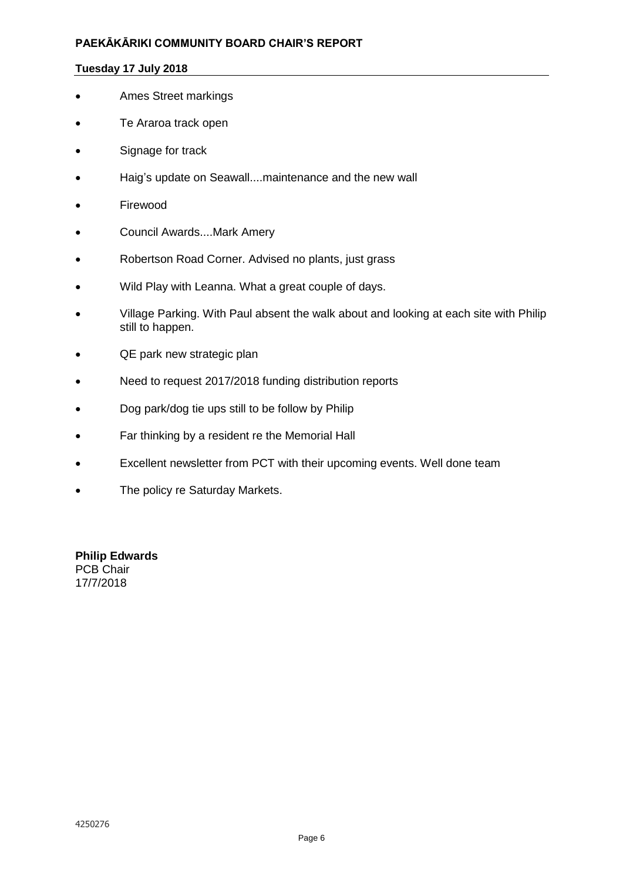# PAEKĀKĀRIKI COMMUNITY BOARD CHAIR'S REPORT

**Tuesday 17 July 2018**

- Ames Street markings
- Te Araroa track open
- Signage for track
- Haig's update on Seawall....maintenance and the new wall
- Firewood
- Council Awards....Mark Amery
- Robertson Road Corner. Advised no plants, just grass
- Wild Play with Leanna. What a great couple of days.
- Village Parking. With Paul absent the walk about and looking at each site with Philip still to happen.
- QE park new strategic plan
- Need to request 2017/2018 funding distribution reports
- Dog park/dog tie ups still to be follow by Philip
- Far thinking by a resident re the Memorial Hall
- Excellent newsletter from PCT with their upcoming events. Well done team
- The policy re Saturday Markets.

**Philip Edwards**
PCB Chair
17/7/2018

4250276